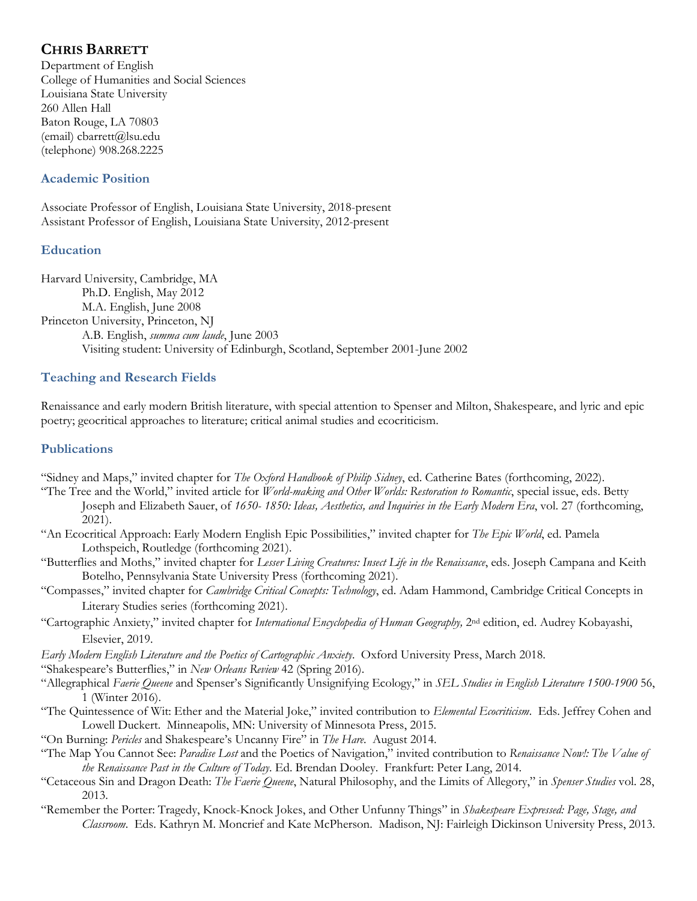# CHRIS BARRETT

Department of English
College of Humanities and Social Sciences
Louisiana State University
260 Allen Hall
Baton Rouge, LA 70803
(email) cbarrett@lsu.edu
(telephone) 908.268.2225

## Academic Position

Associate Professor of English, Louisiana State University, 2018-present
Assistant Professor of English, Louisiana State University, 2012-present

## Education

Harvard University, Cambridge, MA
    Ph.D. English, May 2012
    M.A. English, June 2008
Princeton University, Princeton, NJ
    A.B. English, *summa cum laude*, June 2003
    Visiting student: University of Edinburgh, Scotland, September 2001-June 2002

## Teaching and Research Fields

Renaissance and early modern British literature, with special attention to Spenser and Milton, Shakespeare, and lyric and epic poetry; geocritical approaches to literature; critical animal studies and ecocriticism.

## Publications

"Sidney and Maps," invited chapter for *The Oxford Handbook of Philip Sidney*, ed. Catherine Bates (forthcoming, 2022).

"The Tree and the World," invited article for *World-making and Other Worlds: Restoration to Romantic*, special issue, eds. Betty Joseph and Elizabeth Sauer, of *1650- 1850: Ideas, Aesthetics, and Inquiries in the Early Modern Era*, vol. 27 (forthcoming, 2021).

"An Ecocritical Approach: Early Modern English Epic Possibilities," invited chapter for *The Epic World*, ed. Pamela Lothspeich, Routledge (forthcoming 2021).

"Butterflies and Moths," invited chapter for *Lesser Living Creatures: Insect Life in the Renaissance*, eds. Joseph Campana and Keith Botelho, Pennsylvania State University Press (forthcoming 2021).

"Compasses," invited chapter for *Cambridge Critical Concepts: Technology*, ed. Adam Hammond, Cambridge Critical Concepts in Literary Studies series (forthcoming 2021).

"Cartographic Anxiety," invited chapter for *International Encyclopedia of Human Geography,* 2nd edition, ed. Audrey Kobayashi, Elsevier, 2019.

*Early Modern English Literature and the Poetics of Cartographic Anxiety*. Oxford University Press, March 2018.

"Shakespeare's Butterflies," in *New Orleans Review* 42 (Spring 2016).

"Allegraphical *Faerie Queene* and Spenser's Significantly Unsignifying Ecology," in *SEL Studies in English Literature 1500-1900* 56, 1 (Winter 2016).

"The Quintessence of Wit: Ether and the Material Joke," invited contribution to *Elemental Ecocriticism*. Eds. Jeffrey Cohen and Lowell Duckert. Minneapolis, MN: University of Minnesota Press, 2015.

"On Burning: *Pericles* and Shakespeare's Uncanny Fire" in *The Hare*. August 2014.

"The Map You Cannot See: *Paradise Lost* and the Poetics of Navigation," invited contribution to *Renaissance Now!: The Value of the Renaissance Past in the Culture of Today*. Ed. Brendan Dooley. Frankfurt: Peter Lang, 2014.

"Cetaceous Sin and Dragon Death: *The Faerie Queene*, Natural Philosophy, and the Limits of Allegory," in *Spenser Studies* vol. 28, 2013.

"Remember the Porter: Tragedy, Knock-Knock Jokes, and Other Unfunny Things" in *Shakespeare Expressed: Page, Stage, and Classroom*. Eds. Kathryn M. Moncrief and Kate McPherson. Madison, NJ: Fairleigh Dickinson University Press, 2013.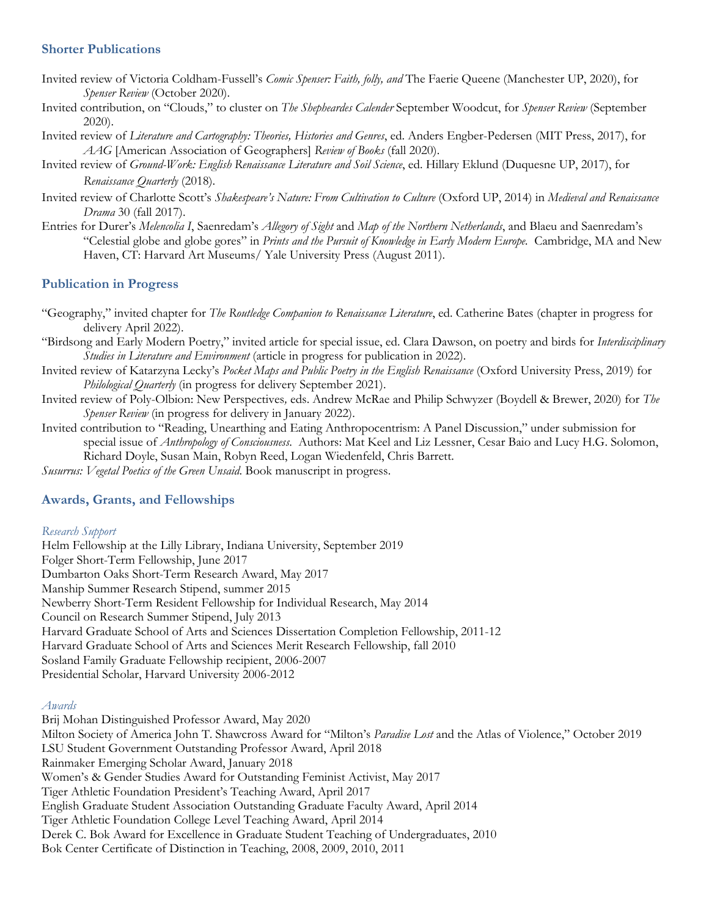## Shorter Publications

Invited review of Victoria Coldham-Fussell's *Comic Spenser: Faith, folly, and* The Faerie Queene (Manchester UP, 2020), for *Spenser Review* (October 2020).

Invited contribution, on "Clouds," to cluster on *The Shepheardes Calender* September Woodcut, for *Spenser Review* (September 2020).

Invited review of *Literature and Cartography: Theories, Histories and Genres*, ed. Anders Engber-Pedersen (MIT Press, 2017), for *AAG* [American Association of Geographers] *Review of Books* (fall 2020).

Invited review of *Ground-Work: English Renaissance Literature and Soil Science*, ed. Hillary Eklund (Duquesne UP, 2017), for *Renaissance Quarterly* (2018).

Invited review of Charlotte Scott's *Shakespeare's Nature: From Cultivation to Culture* (Oxford UP, 2014) in *Medieval and Renaissance Drama* 30 (fall 2017).

Entries for Durer's *Melencolia I*, Saenredam's *Allegory of Sight* and *Map of the Northern Netherlands*, and Blaeu and Saenredam's "Celestial globe and globe gores" in *Prints and the Pursuit of Knowledge in Early Modern Europe.* Cambridge, MA and New Haven, CT: Harvard Art Museums/ Yale University Press (August 2011).

## Publication in Progress

"Geography," invited chapter for *The Routledge Companion to Renaissance Literature*, ed. Catherine Bates (chapter in progress for delivery April 2022).

"Birdsong and Early Modern Poetry," invited article for special issue, ed. Clara Dawson, on poetry and birds for *Interdisciplinary Studies in Literature and Environment* (article in progress for publication in 2022).

Invited review of Katarzyna Lecky's *Pocket Maps and Public Poetry in the English Renaissance* (Oxford University Press, 2019) for *Philological Quarterly* (in progress for delivery September 2021).

Invited review of Poly-Olbion: New Perspectives*,* eds. Andrew McRae and Philip Schwyzer (Boydell & Brewer, 2020) for *The Spenser Review* (in progress for delivery in January 2022).

Invited contribution to "Reading, Unearthing and Eating Anthropocentrism: A Panel Discussion," under submission for special issue of *Anthropology of Consciousness.* Authors: Mat Keel and Liz Lessner, Cesar Baio and Lucy H.G. Solomon, Richard Doyle, Susan Main, Robyn Reed, Logan Wiedenfeld, Chris Barrett.

*Susurrus: Vegetal Poetics of the Green Unsaid*. Book manuscript in progress.

## Awards, Grants, and Fellowships

*Research Support*

Helm Fellowship at the Lilly Library, Indiana University, September 2019
Folger Short-Term Fellowship, June 2017
Dumbarton Oaks Short-Term Research Award, May 2017
Manship Summer Research Stipend, summer 2015
Newberry Short-Term Resident Fellowship for Individual Research, May 2014
Council on Research Summer Stipend, July 2013
Harvard Graduate School of Arts and Sciences Dissertation Completion Fellowship, 2011-12
Harvard Graduate School of Arts and Sciences Merit Research Fellowship, fall 2010
Sosland Family Graduate Fellowship recipient, 2006-2007
Presidential Scholar, Harvard University 2006-2012

*Awards*

Brij Mohan Distinguished Professor Award, May 2020
Milton Society of America John T. Shawcross Award for "Milton's *Paradise Lost* and the Atlas of Violence," October 2019
LSU Student Government Outstanding Professor Award, April 2018
Rainmaker Emerging Scholar Award, January 2018
Women's & Gender Studies Award for Outstanding Feminist Activist, May 2017
Tiger Athletic Foundation President's Teaching Award, April 2017
English Graduate Student Association Outstanding Graduate Faculty Award, April 2014
Tiger Athletic Foundation College Level Teaching Award, April 2014
Derek C. Bok Award for Excellence in Graduate Student Teaching of Undergraduates, 2010
Bok Center Certificate of Distinction in Teaching, 2008, 2009, 2010, 2011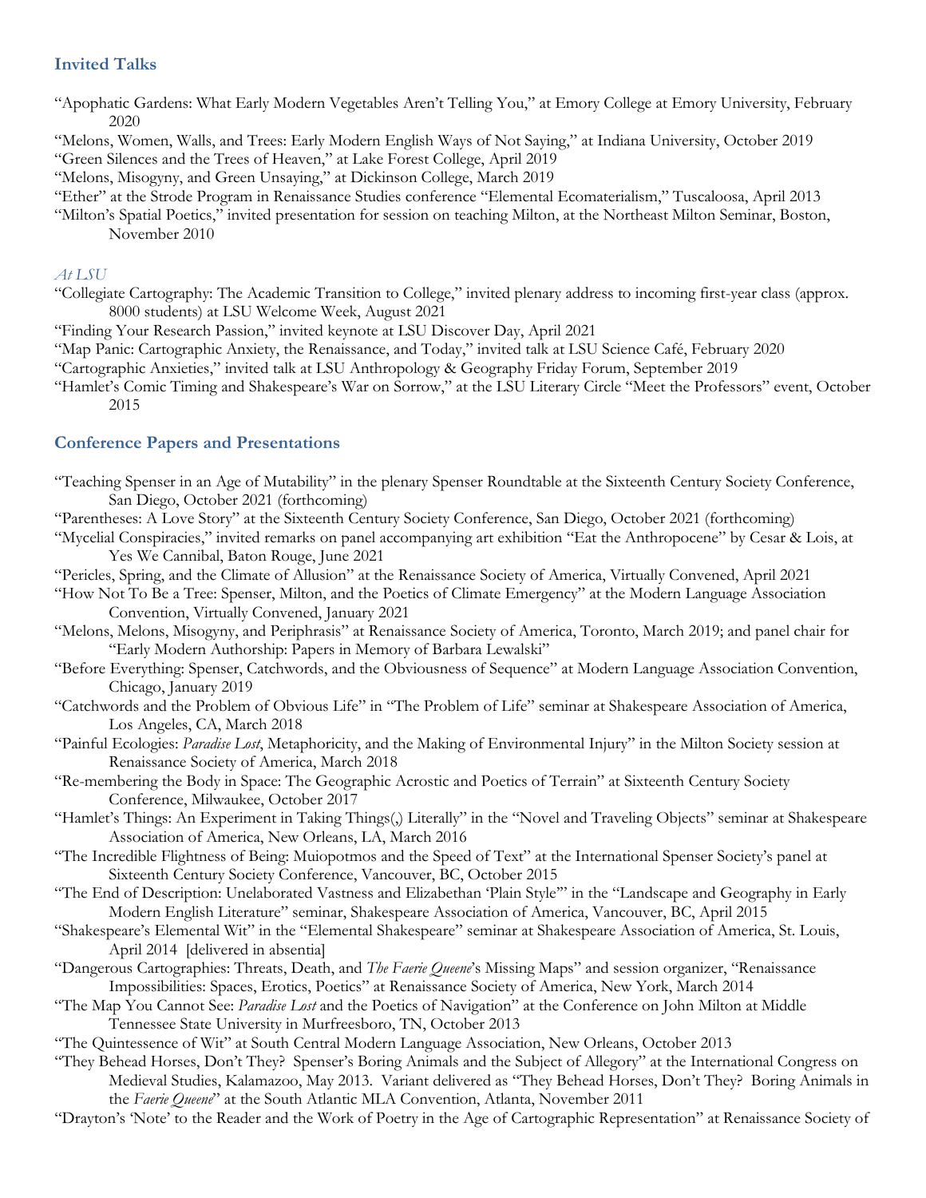## Invited Talks

"Apophatic Gardens: What Early Modern Vegetables Aren't Telling You," at Emory College at Emory University, February 2020

"Melons, Women, Walls, and Trees: Early Modern English Ways of Not Saying," at Indiana University, October 2019

"Green Silences and the Trees of Heaven," at Lake Forest College, April 2019

"Melons, Misogyny, and Green Unsaying," at Dickinson College, March 2019

"Ether" at the Strode Program in Renaissance Studies conference "Elemental Ecomaterialism," Tuscaloosa, April 2013

"Milton's Spatial Poetics," invited presentation for session on teaching Milton, at the Northeast Milton Seminar, Boston, November 2010

### *At LSU*

"Collegiate Cartography: The Academic Transition to College," invited plenary address to incoming first-year class (approx. 8000 students) at LSU Welcome Week, August 2021

"Finding Your Research Passion," invited keynote at LSU Discover Day, April 2021

"Map Panic: Cartographic Anxiety, the Renaissance, and Today," invited talk at LSU Science Café, February 2020

"Cartographic Anxieties," invited talk at LSU Anthropology & Geography Friday Forum, September 2019

"Hamlet's Comic Timing and Shakespeare's War on Sorrow," at the LSU Literary Circle "Meet the Professors" event, October 2015

## Conference Papers and Presentations

"Teaching Spenser in an Age of Mutability" in the plenary Spenser Roundtable at the Sixteenth Century Society Conference, San Diego, October 2021 (forthcoming)

"Parentheses: A Love Story" at the Sixteenth Century Society Conference, San Diego, October 2021 (forthcoming)

"Mycelial Conspiracies," invited remarks on panel accompanying art exhibition "Eat the Anthropocene" by Cesar & Lois, at Yes We Cannibal, Baton Rouge, June 2021

"Pericles, Spring, and the Climate of Allusion" at the Renaissance Society of America, Virtually Convened, April 2021

"How Not To Be a Tree: Spenser, Milton, and the Poetics of Climate Emergency" at the Modern Language Association Convention, Virtually Convened, January 2021

"Melons, Melons, Misogyny, and Periphrasis" at Renaissance Society of America, Toronto, March 2019; and panel chair for "Early Modern Authorship: Papers in Memory of Barbara Lewalski"

"Before Everything: Spenser, Catchwords, and the Obviousness of Sequence" at Modern Language Association Convention, Chicago, January 2019

"Catchwords and the Problem of Obvious Life" in "The Problem of Life" seminar at Shakespeare Association of America, Los Angeles, CA, March 2018

"Painful Ecologies: *Paradise Lost*, Metaphoricity, and the Making of Environmental Injury" in the Milton Society session at Renaissance Society of America, March 2018

"Re-membering the Body in Space: The Geographic Acrostic and Poetics of Terrain" at Sixteenth Century Society Conference, Milwaukee, October 2017

"Hamlet's Things: An Experiment in Taking Things(,) Literally" in the "Novel and Traveling Objects" seminar at Shakespeare Association of America, New Orleans, LA, March 2016

"The Incredible Flightness of Being: Muiopotmos and the Speed of Text" at the International Spenser Society's panel at Sixteenth Century Society Conference, Vancouver, BC, October 2015

"The End of Description: Unelaborated Vastness and Elizabethan 'Plain Style'" in the "Landscape and Geography in Early Modern English Literature" seminar, Shakespeare Association of America, Vancouver, BC, April 2015

"Shakespeare's Elemental Wit" in the "Elemental Shakespeare" seminar at Shakespeare Association of America, St. Louis, April 2014 [delivered in absentia]

"Dangerous Cartographies: Threats, Death, and *The Faerie Queene*'s Missing Maps" and session organizer, "Renaissance Impossibilities: Spaces, Erotics, Poetics" at Renaissance Society of America, New York, March 2014

"The Map You Cannot See: *Paradise Lost* and the Poetics of Navigation" at the Conference on John Milton at Middle Tennessee State University in Murfreesboro, TN, October 2013

"The Quintessence of Wit" at South Central Modern Language Association, New Orleans, October 2013

"They Behead Horses, Don't They? Spenser's Boring Animals and the Subject of Allegory" at the International Congress on Medieval Studies, Kalamazoo, May 2013. Variant delivered as "They Behead Horses, Don't They? Boring Animals in the *Faerie Queene*" at the South Atlantic MLA Convention, Atlanta, November 2011

"Drayton's 'Note' to the Reader and the Work of Poetry in the Age of Cartographic Representation" at Renaissance Society of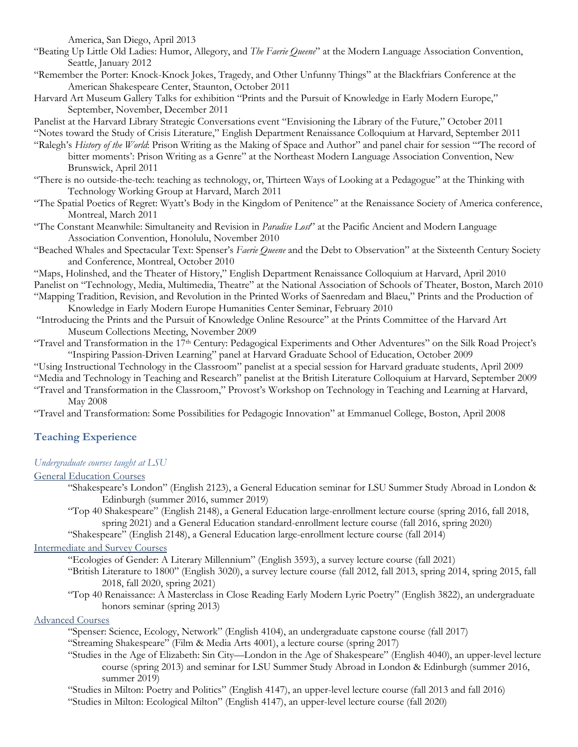America, San Diego, April 2013

"Beating Up Little Old Ladies: Humor, Allegory, and *The Faerie Queene*" at the Modern Language Association Convention, Seattle, January 2012

"Remember the Porter: Knock-Knock Jokes, Tragedy, and Other Unfunny Things" at the Blackfriars Conference at the American Shakespeare Center, Staunton, October 2011

Harvard Art Museum Gallery Talks for exhibition "Prints and the Pursuit of Knowledge in Early Modern Europe," September, November, December 2011

Panelist at the Harvard Library Strategic Conversations event "Envisioning the Library of the Future," October 2011

"Notes toward the Study of Crisis Literature," English Department Renaissance Colloquium at Harvard, September 2011

"Ralegh's *History of the World*: Prison Writing as the Making of Space and Author" and panel chair for session "'The record of bitter moments': Prison Writing as a Genre" at the Northeast Modern Language Association Convention, New Brunswick, April 2011

"There is no outside-the-tech: teaching as technology, or, Thirteen Ways of Looking at a Pedagogue" at the Thinking with Technology Working Group at Harvard, March 2011

"The Spatial Poetics of Regret: Wyatt's Body in the Kingdom of Penitence" at the Renaissance Society of America conference, Montreal, March 2011

"The Constant Meanwhile: Simultaneity and Revision in *Paradise Lost*" at the Pacific Ancient and Modern Language Association Convention, Honolulu, November 2010

"Beached Whales and Spectacular Text: Spenser's *Faerie Queene* and the Debt to Observation" at the Sixteenth Century Society and Conference, Montreal, October 2010

"Maps, Holinshed, and the Theater of History," English Department Renaissance Colloquium at Harvard, April 2010

Panelist on "Technology, Media, Multimedia, Theatre" at the National Association of Schools of Theater, Boston, March 2010

"Mapping Tradition, Revision, and Revolution in the Printed Works of Saenredam and Blaeu," Prints and the Production of Knowledge in Early Modern Europe Humanities Center Seminar, February 2010

"Introducing the Prints and the Pursuit of Knowledge Online Resource" at the Prints Committee of the Harvard Art Museum Collections Meeting, November 2009

"Travel and Transformation in the 17th Century: Pedagogical Experiments and Other Adventures" on the Silk Road Project's "Inspiring Passion-Driven Learning" panel at Harvard Graduate School of Education, October 2009

"Using Instructional Technology in the Classroom" panelist at a special session for Harvard graduate students, April 2009

"Media and Technology in Teaching and Research" panelist at the British Literature Colloquium at Harvard, September 2009

"Travel and Transformation in the Classroom," Provost's Workshop on Technology in Teaching and Learning at Harvard, May 2008

"Travel and Transformation: Some Possibilities for Pedagogic Innovation" at Emmanuel College, Boston, April 2008

## Teaching Experience

*Undergraduate courses taught at LSU*

General Education Courses

- "Shakespeare's London" (English 2123), a General Education seminar for LSU Summer Study Abroad in London & Edinburgh (summer 2016, summer 2019)
- "Top 40 Shakespeare" (English 2148), a General Education large-enrollment lecture course (spring 2016, fall 2018, spring 2021) and a General Education standard-enrollment lecture course (fall 2016, spring 2020)
- "Shakespeare" (English 2148), a General Education large-enrollment lecture course (fall 2014)

Intermediate and Survey Courses

- "Ecologies of Gender: A Literary Millennium" (English 3593), a survey lecture course (fall 2021)
- "British Literature to 1800" (English 3020), a survey lecture course (fall 2012, fall 2013, spring 2014, spring 2015, fall 2018, fall 2020, spring 2021)
- "Top 40 Renaissance: A Masterclass in Close Reading Early Modern Lyric Poetry" (English 3822), an undergraduate honors seminar (spring 2013)

Advanced Courses

- "Spenser: Science, Ecology, Network" (English 4104), an undergraduate capstone course (fall 2017)
- "Streaming Shakespeare" (Film & Media Arts 4001), a lecture course (spring 2017)
- "Studies in the Age of Elizabeth: Sin City—London in the Age of Shakespeare" (English 4040), an upper-level lecture course (spring 2013) and seminar for LSU Summer Study Abroad in London & Edinburgh (summer 2016, summer 2019)
- "Studies in Milton: Poetry and Politics" (English 4147), an upper-level lecture course (fall 2013 and fall 2016)
- "Studies in Milton: Ecological Milton" (English 4147), an upper-level lecture course (fall 2020)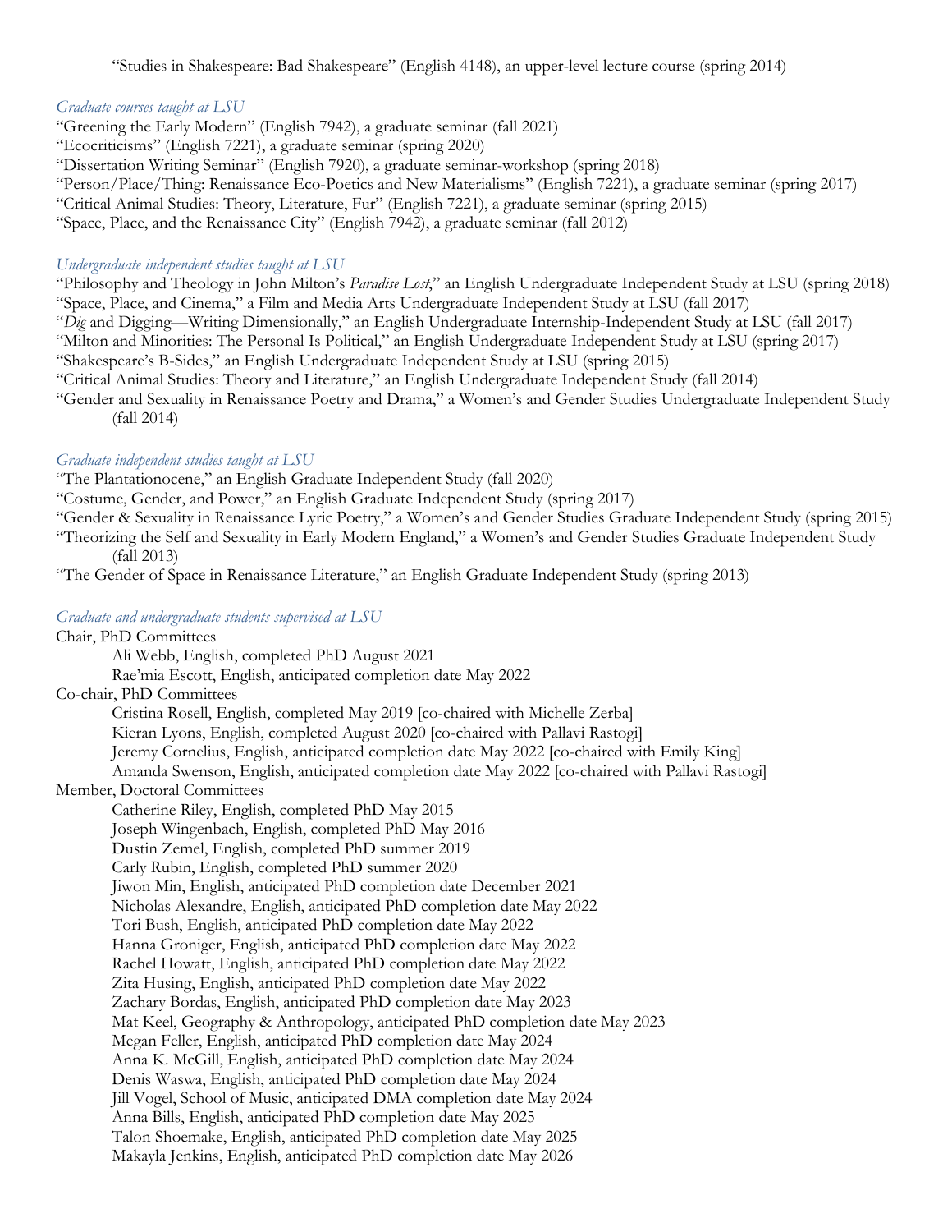"Studies in Shakespeare: Bad Shakespeare" (English 4148), an upper-level lecture course (spring 2014)

*Graduate courses taught at LSU*

"Greening the Early Modern" (English 7942), a graduate seminar (fall 2021)
"Ecocriticisms" (English 7221), a graduate seminar (spring 2020)
"Dissertation Writing Seminar" (English 7920), a graduate seminar-workshop (spring 2018)
"Person/Place/Thing: Renaissance Eco-Poetics and New Materialisms" (English 7221), a graduate seminar (spring 2017)
"Critical Animal Studies: Theory, Literature, Fur" (English 7221), a graduate seminar (spring 2015)
"Space, Place, and the Renaissance City" (English 7942), a graduate seminar (fall 2012)

*Undergraduate independent studies taught at LSU*

"Philosophy and Theology in John Milton's *Paradise Lost*," an English Undergraduate Independent Study at LSU (spring 2018)
"Space, Place, and Cinema," a Film and Media Arts Undergraduate Independent Study at LSU (fall 2017)
"*Dig* and Digging—Writing Dimensionally," an English Undergraduate Internship-Independent Study at LSU (fall 2017)
"Milton and Minorities: The Personal Is Political," an English Undergraduate Independent Study at LSU (spring 2017)
"Shakespeare's B-Sides," an English Undergraduate Independent Study at LSU (spring 2015)
"Critical Animal Studies: Theory and Literature," an English Undergraduate Independent Study (fall 2014)
"Gender and Sexuality in Renaissance Poetry and Drama," a Women's and Gender Studies Undergraduate Independent Study (fall 2014)

*Graduate independent studies taught at LSU*

"The Plantationocene," an English Graduate Independent Study (fall 2020)
"Costume, Gender, and Power," an English Graduate Independent Study (spring 2017)
"Gender & Sexuality in Renaissance Lyric Poetry," a Women's and Gender Studies Graduate Independent Study (spring 2015)
"Theorizing the Self and Sexuality in Early Modern England," a Women's and Gender Studies Graduate Independent Study (fall 2013)
"The Gender of Space in Renaissance Literature," an English Graduate Independent Study (spring 2013)

*Graduate and undergraduate students supervised at LSU*

Chair, PhD Committees
- Ali Webb, English, completed PhD August 2021
- Rae'mia Escott, English, anticipated completion date May 2022

Co-chair, PhD Committees
- Cristina Rosell, English, completed May 2019 [co-chaired with Michelle Zerba]
- Kieran Lyons, English, completed August 2020 [co-chaired with Pallavi Rastogi]
- Jeremy Cornelius, English, anticipated completion date May 2022 [co-chaired with Emily King]
- Amanda Swenson, English, anticipated completion date May 2022 [co-chaired with Pallavi Rastogi]

Member, Doctoral Committees
- Catherine Riley, English, completed PhD May 2015
- Joseph Wingenbach, English, completed PhD May 2016
- Dustin Zemel, English, completed PhD summer 2019
- Carly Rubin, English, completed PhD summer 2020
- Jiwon Min, English, anticipated PhD completion date December 2021
- Nicholas Alexandre, English, anticipated PhD completion date May 2022
- Tori Bush, English, anticipated PhD completion date May 2022
- Hanna Groniger, English, anticipated PhD completion date May 2022
- Rachel Howatt, English, anticipated PhD completion date May 2022
- Zita Husing, English, anticipated PhD completion date May 2022
- Zachary Bordas, English, anticipated PhD completion date May 2023
- Mat Keel, Geography & Anthropology, anticipated PhD completion date May 2023
- Megan Feller, English, anticipated PhD completion date May 2024
- Anna K. McGill, English, anticipated PhD completion date May 2024
- Denis Waswa, English, anticipated PhD completion date May 2024
- Jill Vogel, School of Music, anticipated DMA completion date May 2024
- Anna Bills, English, anticipated PhD completion date May 2025
- Talon Shoemake, English, anticipated PhD completion date May 2025
- Makayla Jenkins, English, anticipated PhD completion date May 2026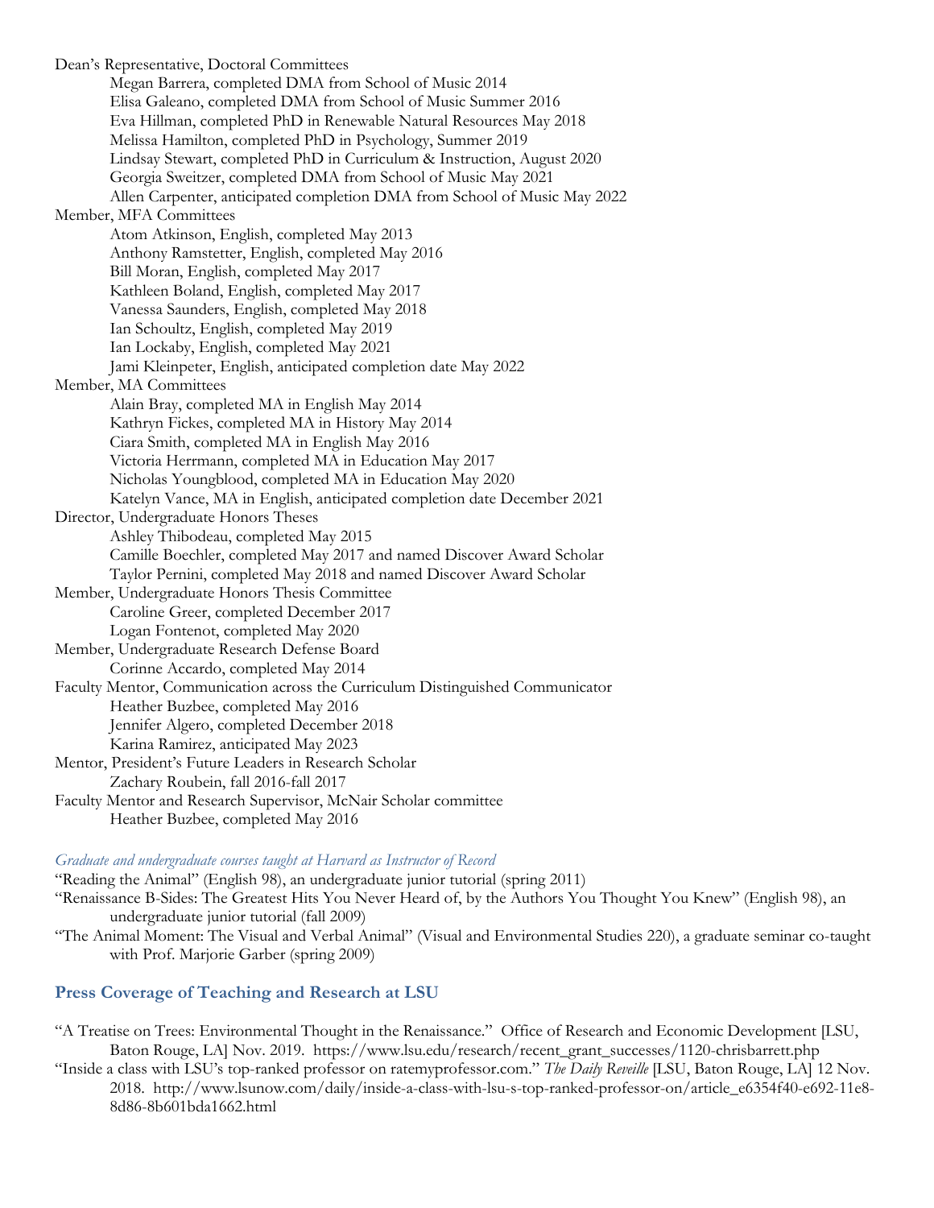Dean's Representative, Doctoral Committees

- Megan Barrera, completed DMA from School of Music 2014
- Elisa Galeano, completed DMA from School of Music Summer 2016
- Eva Hillman, completed PhD in Renewable Natural Resources May 2018
- Melissa Hamilton, completed PhD in Psychology, Summer 2019
- Lindsay Stewart, completed PhD in Curriculum & Instruction, August 2020
- Georgia Sweitzer, completed DMA from School of Music May 2021
- Allen Carpenter, anticipated completion DMA from School of Music May 2022

Member, MFA Committees

- Atom Atkinson, English, completed May 2013
- Anthony Ramstetter, English, completed May 2016
- Bill Moran, English, completed May 2017
- Kathleen Boland, English, completed May 2017
- Vanessa Saunders, English, completed May 2018
- Ian Schoultz, English, completed May 2019
- Ian Lockaby, English, completed May 2021
- Jami Kleinpeter, English, anticipated completion date May 2022

Member, MA Committees

- Alain Bray, completed MA in English May 2014
- Kathryn Fickes, completed MA in History May 2014
- Ciara Smith, completed MA in English May 2016
- Victoria Herrmann, completed MA in Education May 2017
- Nicholas Youngblood, completed MA in Education May 2020
- Katelyn Vance, MA in English, anticipated completion date December 2021

Director, Undergraduate Honors Theses

- Ashley Thibodeau, completed May 2015
- Camille Boechler, completed May 2017 and named Discover Award Scholar
- Taylor Pernini, completed May 2018 and named Discover Award Scholar

Member, Undergraduate Honors Thesis Committee

- Caroline Greer, completed December 2017
- Logan Fontenot, completed May 2020

Member, Undergraduate Research Defense Board

- Corinne Accardo, completed May 2014

Faculty Mentor, Communication across the Curriculum Distinguished Communicator

- Heather Buzbee, completed May 2016
- Jennifer Algero, completed December 2018
- Karina Ramirez, anticipated May 2023

Mentor, President's Future Leaders in Research Scholar

- Zachary Roubein, fall 2016-fall 2017

Faculty Mentor and Research Supervisor, McNair Scholar committee

- Heather Buzbee, completed May 2016

*Graduate and undergraduate courses taught at Harvard as Instructor of Record*

"Reading the Animal" (English 98), an undergraduate junior tutorial (spring 2011)

"Renaissance B-Sides: The Greatest Hits You Never Heard of, by the Authors You Thought You Knew" (English 98), an undergraduate junior tutorial (fall 2009)

"The Animal Moment: The Visual and Verbal Animal" (Visual and Environmental Studies 220), a graduate seminar co-taught with Prof. Marjorie Garber (spring 2009)

## Press Coverage of Teaching and Research at LSU

"A Treatise on Trees: Environmental Thought in the Renaissance." Office of Research and Economic Development [LSU, Baton Rouge, LA] Nov. 2019. https://www.lsu.edu/research/recent_grant_successes/1120-chrisbarrett.php

"Inside a class with LSU's top-ranked professor on ratemyprofessor.com." *The Daily Reveille* [LSU, Baton Rouge, LA] 12 Nov. 2018. http://www.lsunow.com/daily/inside-a-class-with-lsu-s-top-ranked-professor-on/article_e6354f40-e692-11e8-8d86-8b601bda1662.html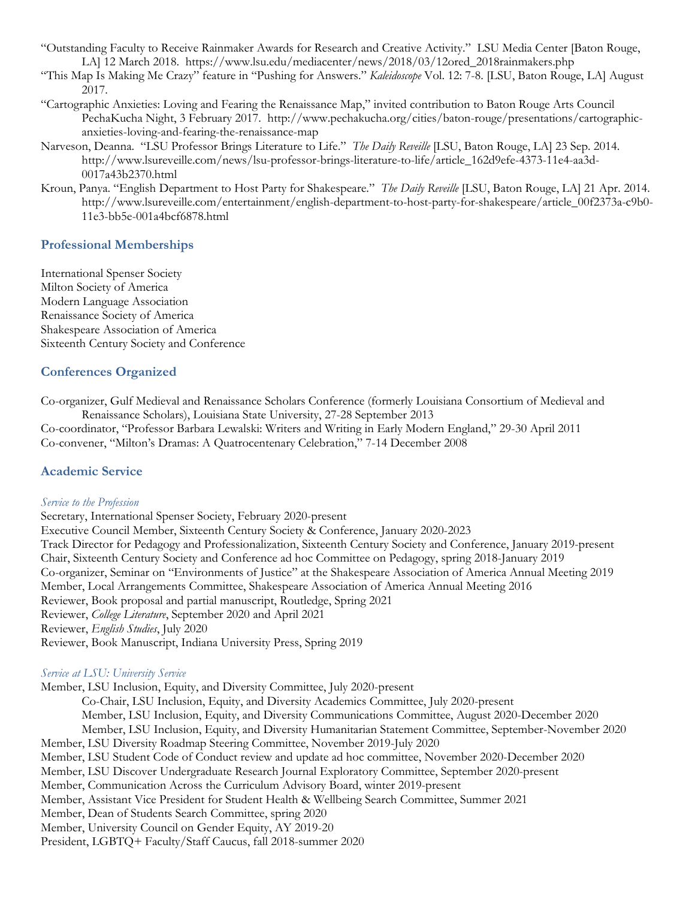"Outstanding Faculty to Receive Rainmaker Awards for Research and Creative Activity." LSU Media Center [Baton Rouge, LA] 12 March 2018. https://www.lsu.edu/mediacenter/news/2018/03/12ored_2018rainmakers.php

"This Map Is Making Me Crazy" feature in "Pushing for Answers." *Kaleidoscope* Vol. 12: 7-8. [LSU, Baton Rouge, LA] August 2017.

"Cartographic Anxieties: Loving and Fearing the Renaissance Map," invited contribution to Baton Rouge Arts Council PechaKucha Night, 3 February 2017. http://www.pechakucha.org/cities/baton-rouge/presentations/cartographic-anxieties-loving-and-fearing-the-renaissance-map

Narveson, Deanna. "LSU Professor Brings Literature to Life." *The Daily Reveille* [LSU, Baton Rouge, LA] 23 Sep. 2014. http://www.lsureveille.com/news/lsu-professor-brings-literature-to-life/article_162d9efe-4373-11e4-aa3d-0017a43b2370.html

Kroun, Panya. "English Department to Host Party for Shakespeare." *The Daily Reveille* [LSU, Baton Rouge, LA] 21 Apr. 2014. http://www.lsureveille.com/entertainment/english-department-to-host-party-for-shakespeare/article_00f2373a-c9b0-11e3-bb5e-001a4bcf6878.html

## Professional Memberships

International Spenser Society
Milton Society of America
Modern Language Association
Renaissance Society of America
Shakespeare Association of America
Sixteenth Century Society and Conference

## Conferences Organized

Co-organizer, Gulf Medieval and Renaissance Scholars Conference (formerly Louisiana Consortium of Medieval and Renaissance Scholars), Louisiana State University, 27-28 September 2013

Co-coordinator, "Professor Barbara Lewalski: Writers and Writing in Early Modern England," 29-30 April 2011

Co-convener, "Milton's Dramas: A Quatrocentenary Celebration," 7-14 December 2008

## Academic Service

*Service to the Profession*

Secretary, International Spenser Society, February 2020-present
Executive Council Member, Sixteenth Century Society & Conference, January 2020-2023
Track Director for Pedagogy and Professionalization, Sixteenth Century Society and Conference, January 2019-present
Chair, Sixteenth Century Society and Conference ad hoc Committee on Pedagogy, spring 2018-January 2019
Co-organizer, Seminar on "Environments of Justice" at the Shakespeare Association of America Annual Meeting 2019
Member, Local Arrangements Committee, Shakespeare Association of America Annual Meeting 2016
Reviewer, Book proposal and partial manuscript, Routledge, Spring 2021
Reviewer, *College Literature*, September 2020 and April 2021
Reviewer, *English Studies*, July 2020
Reviewer, Book Manuscript, Indiana University Press, Spring 2019

*Service at LSU: University Service*

Member, LSU Inclusion, Equity, and Diversity Committee, July 2020-present
- Co-Chair, LSU Inclusion, Equity, and Diversity Academics Committee, July 2020-present
- Member, LSU Inclusion, Equity, and Diversity Communications Committee, August 2020-December 2020
- Member, LSU Inclusion, Equity, and Diversity Humanitarian Statement Committee, September-November 2020

Member, LSU Diversity Roadmap Steering Committee, November 2019-July 2020
Member, LSU Student Code of Conduct review and update ad hoc committee, November 2020-December 2020
Member, LSU Discover Undergraduate Research Journal Exploratory Committee, September 2020-present
Member, Communication Across the Curriculum Advisory Board, winter 2019-present
Member, Assistant Vice President for Student Health & Wellbeing Search Committee, Summer 2021
Member, Dean of Students Search Committee, spring 2020
Member, University Council on Gender Equity, AY 2019-20
President, LGBTQ+ Faculty/Staff Caucus, fall 2018-summer 2020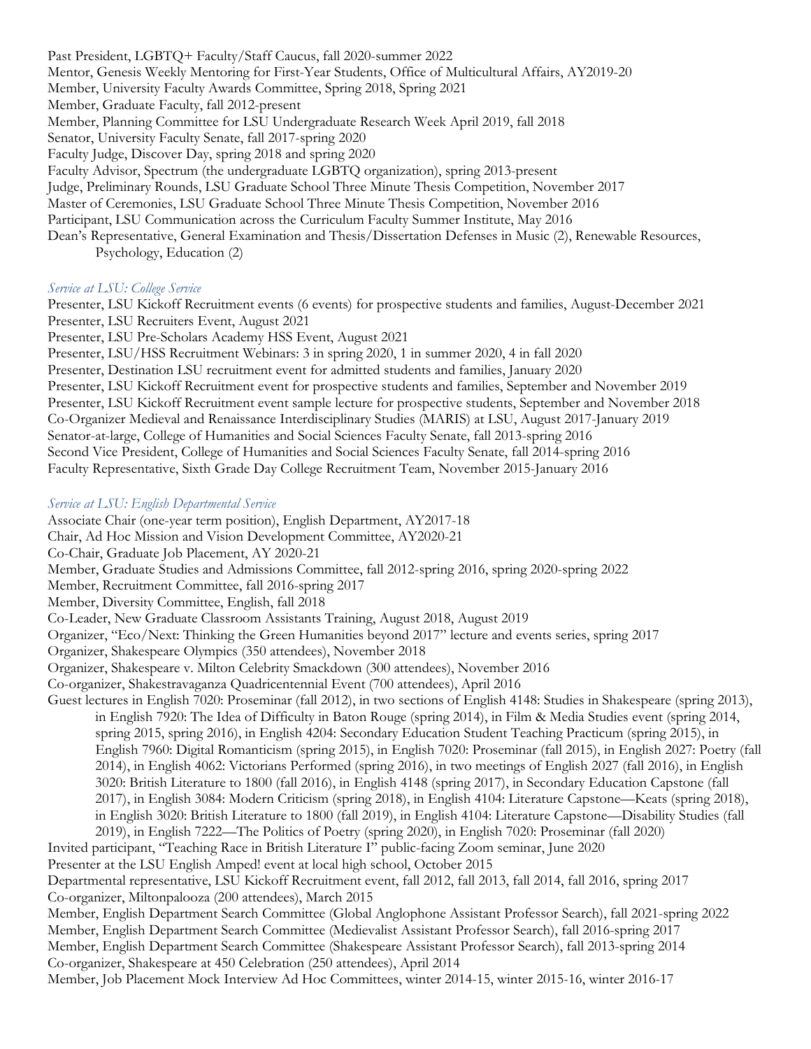Past President, LGBTQ+ Faculty/Staff Caucus, fall 2020-summer 2022
Mentor, Genesis Weekly Mentoring for First-Year Students, Office of Multicultural Affairs, AY2019-20
Member, University Faculty Awards Committee, Spring 2018, Spring 2021
Member, Graduate Faculty, fall 2012-present
Member, Planning Committee for LSU Undergraduate Research Week April 2019, fall 2018
Senator, University Faculty Senate, fall 2017-spring 2020
Faculty Judge, Discover Day, spring 2018 and spring 2020
Faculty Advisor, Spectrum (the undergraduate LGBTQ organization), spring 2013-present
Judge, Preliminary Rounds, LSU Graduate School Three Minute Thesis Competition, November 2017
Master of Ceremonies, LSU Graduate School Three Minute Thesis Competition, November 2016
Participant, LSU Communication across the Curriculum Faculty Summer Institute, May 2016
Dean's Representative, General Examination and Thesis/Dissertation Defenses in Music (2), Renewable Resources, Psychology, Education (2)

*Service at LSU: College Service*

Presenter, LSU Kickoff Recruitment events (6 events) for prospective students and families, August-December 2021
Presenter, LSU Recruiters Event, August 2021
Presenter, LSU Pre-Scholars Academy HSS Event, August 2021
Presenter, LSU/HSS Recruitment Webinars: 3 in spring 2020, 1 in summer 2020, 4 in fall 2020
Presenter, Destination LSU recruitment event for admitted students and families, January 2020
Presenter, LSU Kickoff Recruitment event for prospective students and families, September and November 2019
Presenter, LSU Kickoff Recruitment event sample lecture for prospective students, September and November 2018
Co-Organizer Medieval and Renaissance Interdisciplinary Studies (MARIS) at LSU, August 2017-January 2019
Senator-at-large, College of Humanities and Social Sciences Faculty Senate, fall 2013-spring 2016
Second Vice President, College of Humanities and Social Sciences Faculty Senate, fall 2014-spring 2016
Faculty Representative, Sixth Grade Day College Recruitment Team, November 2015-January 2016

*Service at LSU: English Departmental Service*

Associate Chair (one-year term position), English Department, AY2017-18
Chair, Ad Hoc Mission and Vision Development Committee, AY2020-21
Co-Chair, Graduate Job Placement, AY 2020-21
Member, Graduate Studies and Admissions Committee, fall 2012-spring 2016, spring 2020-spring 2022
Member, Recruitment Committee, fall 2016-spring 2017
Member, Diversity Committee, English, fall 2018
Co-Leader, New Graduate Classroom Assistants Training, August 2018, August 2019
Organizer, "Eco/Next: Thinking the Green Humanities beyond 2017" lecture and events series, spring 2017
Organizer, Shakespeare Olympics (350 attendees), November 2018
Organizer, Shakespeare v. Milton Celebrity Smackdown (300 attendees), November 2016
Co-organizer, Shakestravaganza Quadricentennial Event (700 attendees), April 2016
Guest lectures in English 7020: Proseminar (fall 2012), in two sections of English 4148: Studies in Shakespeare (spring 2013), in English 7920: The Idea of Difficulty in Baton Rouge (spring 2014), in Film & Media Studies event (spring 2014, spring 2015, spring 2016), in English 4204: Secondary Education Student Teaching Practicum (spring 2015), in English 7960: Digital Romanticism (spring 2015), in English 7020: Proseminar (fall 2015), in English 2027: Poetry (fall 2014), in English 4062: Victorians Performed (spring 2016), in two meetings of English 2027 (fall 2016), in English 3020: British Literature to 1800 (fall 2016), in English 4148 (spring 2017), in Secondary Education Capstone (fall 2017), in English 3084: Modern Criticism (spring 2018), in English 4104: Literature Capstone—Keats (spring 2018), in English 3020: British Literature to 1800 (fall 2019), in English 4104: Literature Capstone—Disability Studies (fall 2019), in English 7222—The Politics of Poetry (spring 2020), in English 7020: Proseminar (fall 2020)
Invited participant, "Teaching Race in British Literature I" public-facing Zoom seminar, June 2020
Presenter at the LSU English Amped! event at local high school, October 2015
Departmental representative, LSU Kickoff Recruitment event, fall 2012, fall 2013, fall 2014, fall 2016, spring 2017
Co-organizer, Miltonpalooza (200 attendees), March 2015
Member, English Department Search Committee (Global Anglophone Assistant Professor Search), fall 2021-spring 2022
Member, English Department Search Committee (Medievalist Assistant Professor Search), fall 2016-spring 2017
Member, English Department Search Committee (Shakespeare Assistant Professor Search), fall 2013-spring 2014
Co-organizer, Shakespeare at 450 Celebration (250 attendees), April 2014
Member, Job Placement Mock Interview Ad Hoc Committees, winter 2014-15, winter 2015-16, winter 2016-17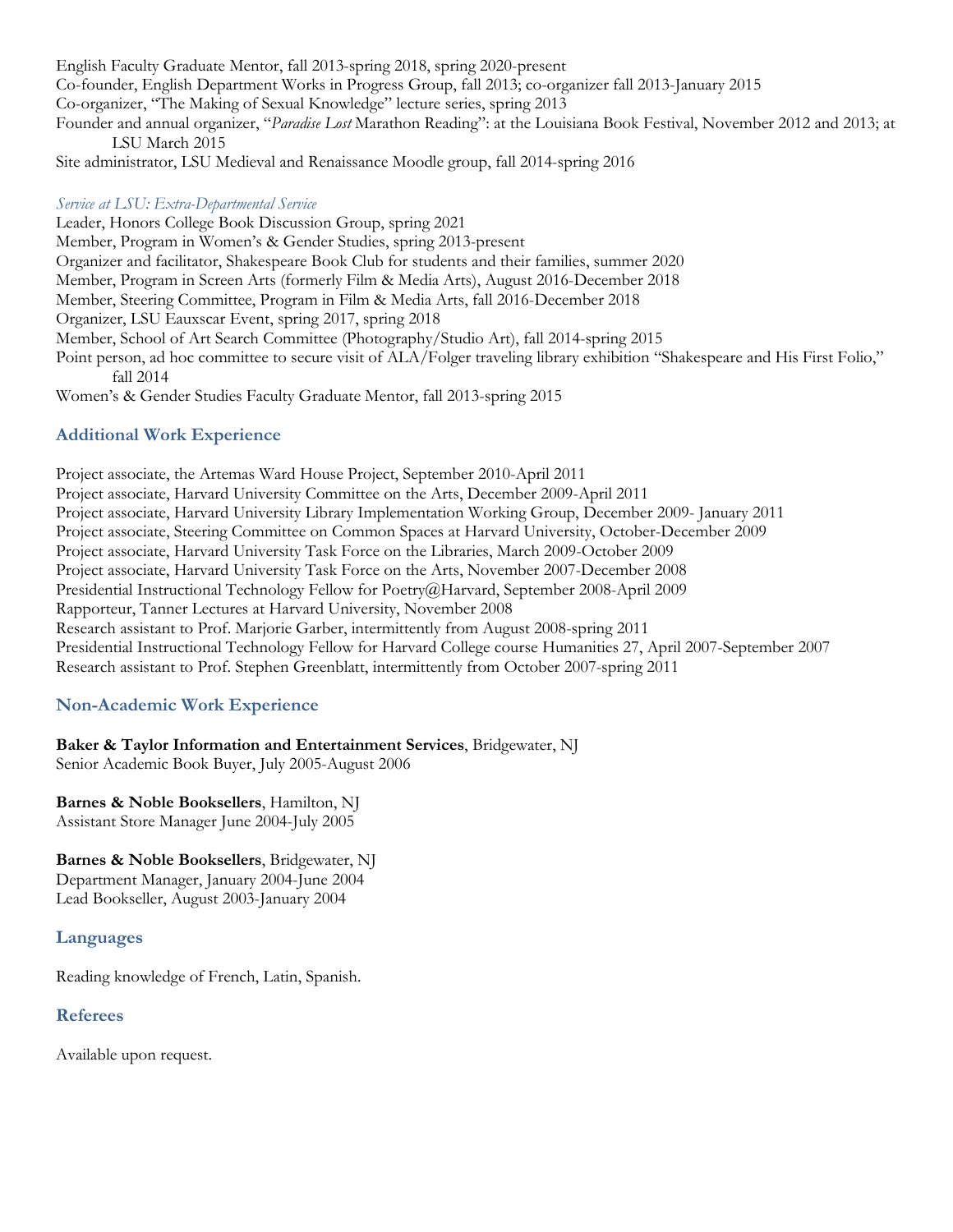English Faculty Graduate Mentor, fall 2013-spring 2018, spring 2020-present
Co-founder, English Department Works in Progress Group, fall 2013; co-organizer fall 2013-January 2015
Co-organizer, "The Making of Sexual Knowledge" lecture series, spring 2013
Founder and annual organizer, "*Paradise Lost* Marathon Reading": at the Louisiana Book Festival, November 2012 and 2013; at LSU March 2015
Site administrator, LSU Medieval and Renaissance Moodle group, fall 2014-spring 2016

*Service at LSU: Extra-Departmental Service*

Leader, Honors College Book Discussion Group, spring 2021
Member, Program in Women's & Gender Studies, spring 2013-present
Organizer and facilitator, Shakespeare Book Club for students and their families, summer 2020
Member, Program in Screen Arts (formerly Film & Media Arts), August 2016-December 2018
Member, Steering Committee, Program in Film & Media Arts, fall 2016-December 2018
Organizer, LSU Eauxscar Event, spring 2017, spring 2018
Member, School of Art Search Committee (Photography/Studio Art), fall 2014-spring 2015
Point person, ad hoc committee to secure visit of ALA/Folger traveling library exhibition "Shakespeare and His First Folio," fall 2014
Women's & Gender Studies Faculty Graduate Mentor, fall 2013-spring 2015

## Additional Work Experience

Project associate, the Artemas Ward House Project, September 2010-April 2011
Project associate, Harvard University Committee on the Arts, December 2009-April 2011
Project associate, Harvard University Library Implementation Working Group, December 2009- January 2011
Project associate, Steering Committee on Common Spaces at Harvard University, October-December 2009
Project associate, Harvard University Task Force on the Libraries, March 2009-October 2009
Project associate, Harvard University Task Force on the Arts, November 2007-December 2008
Presidential Instructional Technology Fellow for Poetry@Harvard, September 2008-April 2009
Rapporteur, Tanner Lectures at Harvard University, November 2008
Research assistant to Prof. Marjorie Garber, intermittently from August 2008-spring 2011
Presidential Instructional Technology Fellow for Harvard College course Humanities 27, April 2007-September 2007
Research assistant to Prof. Stephen Greenblatt, intermittently from October 2007-spring 2011

## Non-Academic Work Experience

**Baker & Taylor Information and Entertainment Services**, Bridgewater, NJ
Senior Academic Book Buyer, July 2005-August 2006

**Barnes & Noble Booksellers**, Hamilton, NJ
Assistant Store Manager June 2004-July 2005

**Barnes & Noble Booksellers**, Bridgewater, NJ
Department Manager, January 2004-June 2004
Lead Bookseller, August 2003-January 2004

## Languages

Reading knowledge of French, Latin, Spanish.

## Referees

Available upon request.